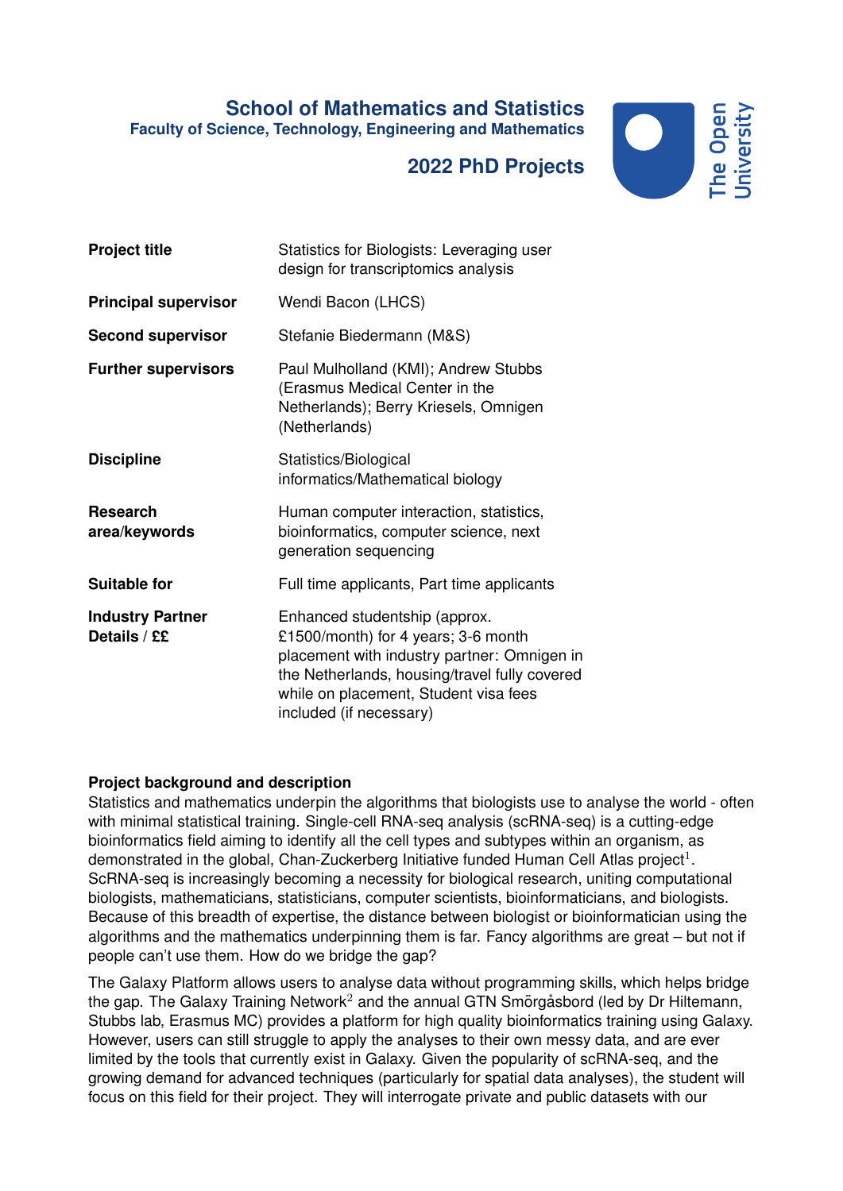# School of Mathematics and Statistics

**Faculty of Science, Technology, Engineering and Mathematics**

## 2022 PhD Projects

| | |
|---|---|
| **Project title** | Statistics for Biologists: Leveraging user design for transcriptomics analysis |
| **Principal supervisor** | Wendi Bacon (LHCS) |
| **Second supervisor** | Stefanie Biedermann (M&S) |
| **Further supervisors** | Paul Mulholland (KMI); Andrew Stubbs (Erasmus Medical Center in the Netherlands); Berry Kriesels, Omnigen (Netherlands) |
| **Discipline** | Statistics/Biological informatics/Mathematical biology |
| **Research area/keywords** | Human computer interaction, statistics, bioinformatics, computer science, next generation sequencing |
| **Suitable for** | Full time applicants, Part time applicants |
| **Industry Partner Details / ££** | Enhanced studentship (approx. £1500/month) for 4 years; 3-6 month placement with industry partner: Omnigen in the Netherlands, housing/travel fully covered while on placement, Student visa fees included (if necessary) |

**Project background and description**

Statistics and mathematics underpin the algorithms that biologists use to analyse the world - often with minimal statistical training. Single-cell RNA-seq analysis (scRNA-seq) is a cutting-edge bioinformatics field aiming to identify all the cell types and subtypes within an organism, as demonstrated in the global, Chan-Zuckerberg Initiative funded Human Cell Atlas project[1]. ScRNA-seq is increasingly becoming a necessity for biological research, uniting computational biologists, mathematicians, statisticians, computer scientists, bioinformaticians, and biologists. Because of this breadth of expertise, the distance between biologist or bioinformatician using the algorithms and the mathematics underpinning them is far. Fancy algorithms are great – but not if people can't use them. How do we bridge the gap?

The Galaxy Platform allows users to analyse data without programming skills, which helps bridge the gap. The Galaxy Training Network[2] and the annual GTN Smörgåsbord (led by Dr Hiltemann, Stubbs lab, Erasmus MC) provides a platform for high quality bioinformatics training using Galaxy. However, users can still struggle to apply the analyses to their own messy data, and are ever limited by the tools that currently exist in Galaxy. Given the popularity of scRNA-seq, and the growing demand for advanced techniques (particularly for spatial data analyses), the student will focus on this field for their project. They will interrogate private and public datasets with our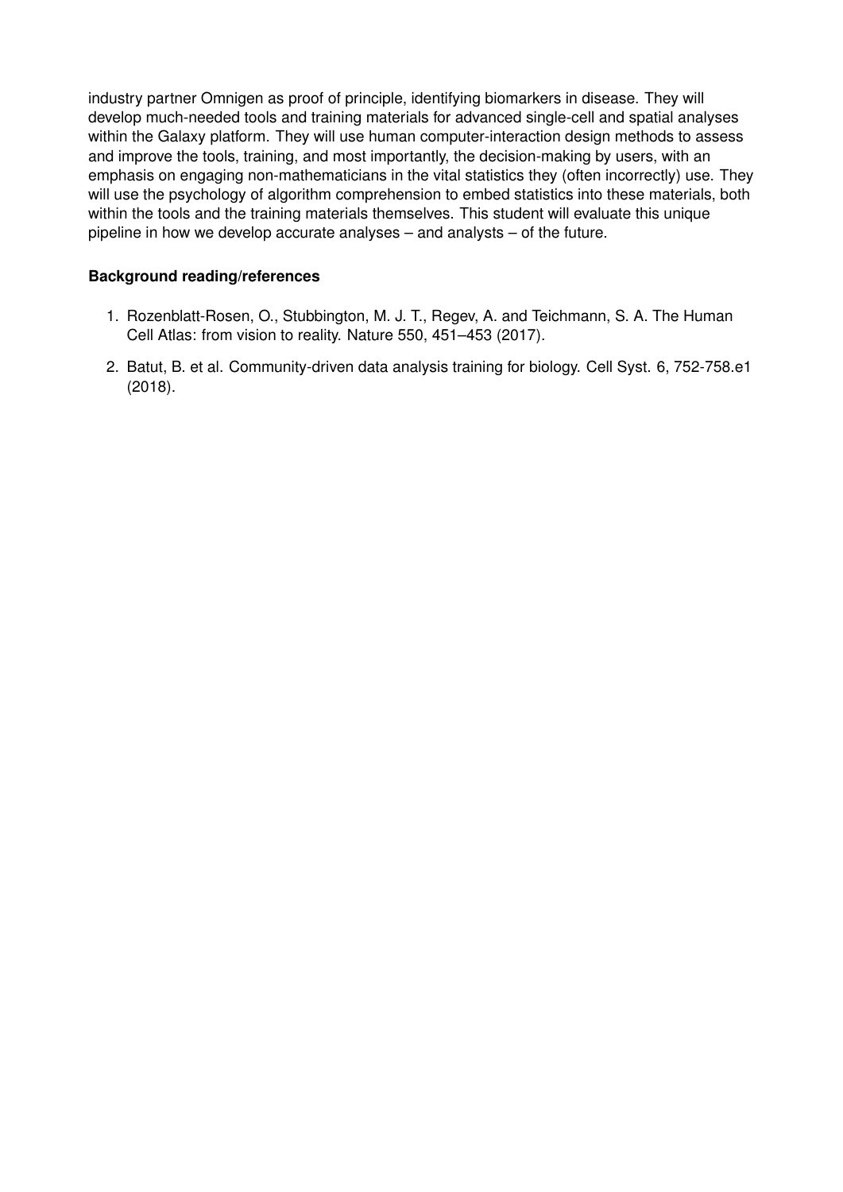industry partner Omnigen as proof of principle, identifying biomarkers in disease. They will develop much-needed tools and training materials for advanced single-cell and spatial analyses within the Galaxy platform. They will use human computer-interaction design methods to assess and improve the tools, training, and most importantly, the decision-making by users, with an emphasis on engaging non-mathematicians in the vital statistics they (often incorrectly) use. They will use the psychology of algorithm comprehension to embed statistics into these materials, both within the tools and the training materials themselves. This student will evaluate this unique pipeline in how we develop accurate analyses – and analysts – of the future.

**Background reading/references**

1. Rozenblatt-Rosen, O., Stubbington, M. J. T., Regev, A. and Teichmann, S. A. The Human Cell Atlas: from vision to reality. Nature 550, 451–453 (2017).
2. Batut, B. et al. Community-driven data analysis training for biology. Cell Syst. 6, 752-758.e1 (2018).